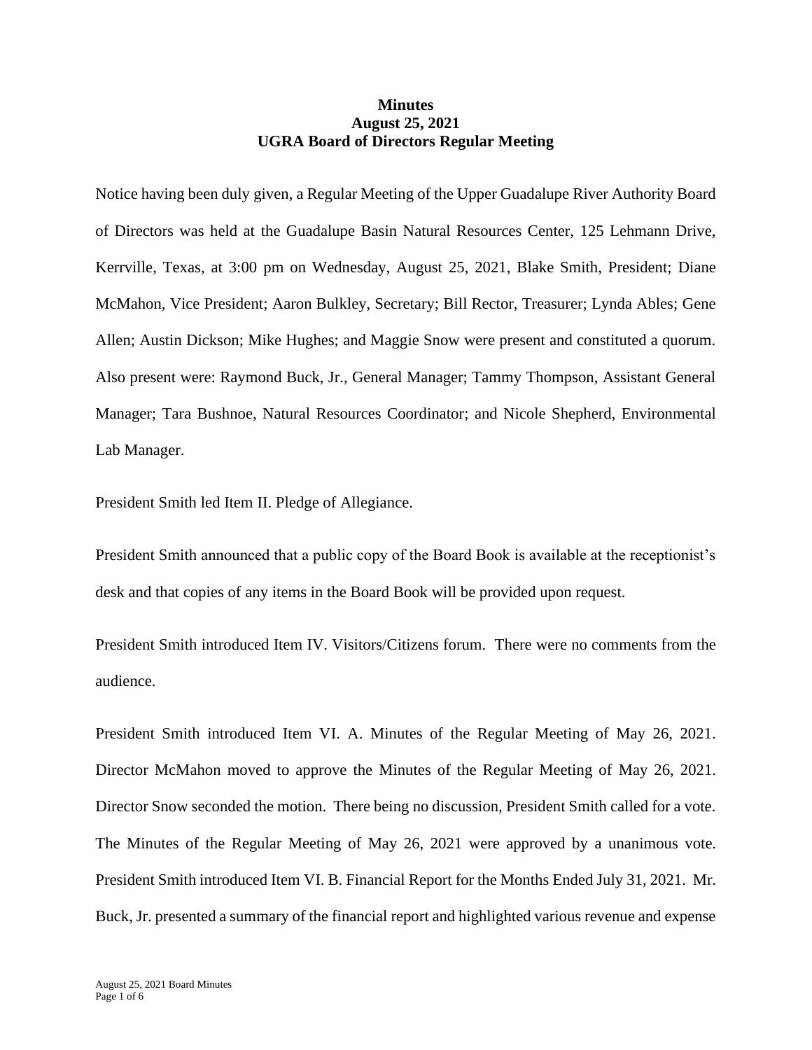**Minutes**
**August 25, 2021**
**UGRA Board of Directors Regular Meeting**

Notice having been duly given, a Regular Meeting of the Upper Guadalupe River Authority Board of Directors was held at the Guadalupe Basin Natural Resources Center, 125 Lehmann Drive, Kerrville, Texas, at 3:00 pm on Wednesday, August 25, 2021, Blake Smith, President; Diane McMahon, Vice President; Aaron Bulkley, Secretary; Bill Rector, Treasurer; Lynda Ables; Gene Allen; Austin Dickson; Mike Hughes; and Maggie Snow were present and constituted a quorum. Also present were: Raymond Buck, Jr., General Manager; Tammy Thompson, Assistant General Manager; Tara Bushnoe, Natural Resources Coordinator; and Nicole Shepherd, Environmental Lab Manager.

President Smith led Item II. Pledge of Allegiance.

President Smith announced that a public copy of the Board Book is available at the receptionist's desk and that copies of any items in the Board Book will be provided upon request.

President Smith introduced Item IV. Visitors/Citizens forum. There were no comments from the audience.

President Smith introduced Item VI. A. Minutes of the Regular Meeting of May 26, 2021. Director McMahon moved to approve the Minutes of the Regular Meeting of May 26, 2021. Director Snow seconded the motion. There being no discussion, President Smith called for a vote. The Minutes of the Regular Meeting of May 26, 2021 were approved by a unanimous vote. President Smith introduced Item VI. B. Financial Report for the Months Ended July 31, 2021. Mr. Buck, Jr. presented a summary of the financial report and highlighted various revenue and expense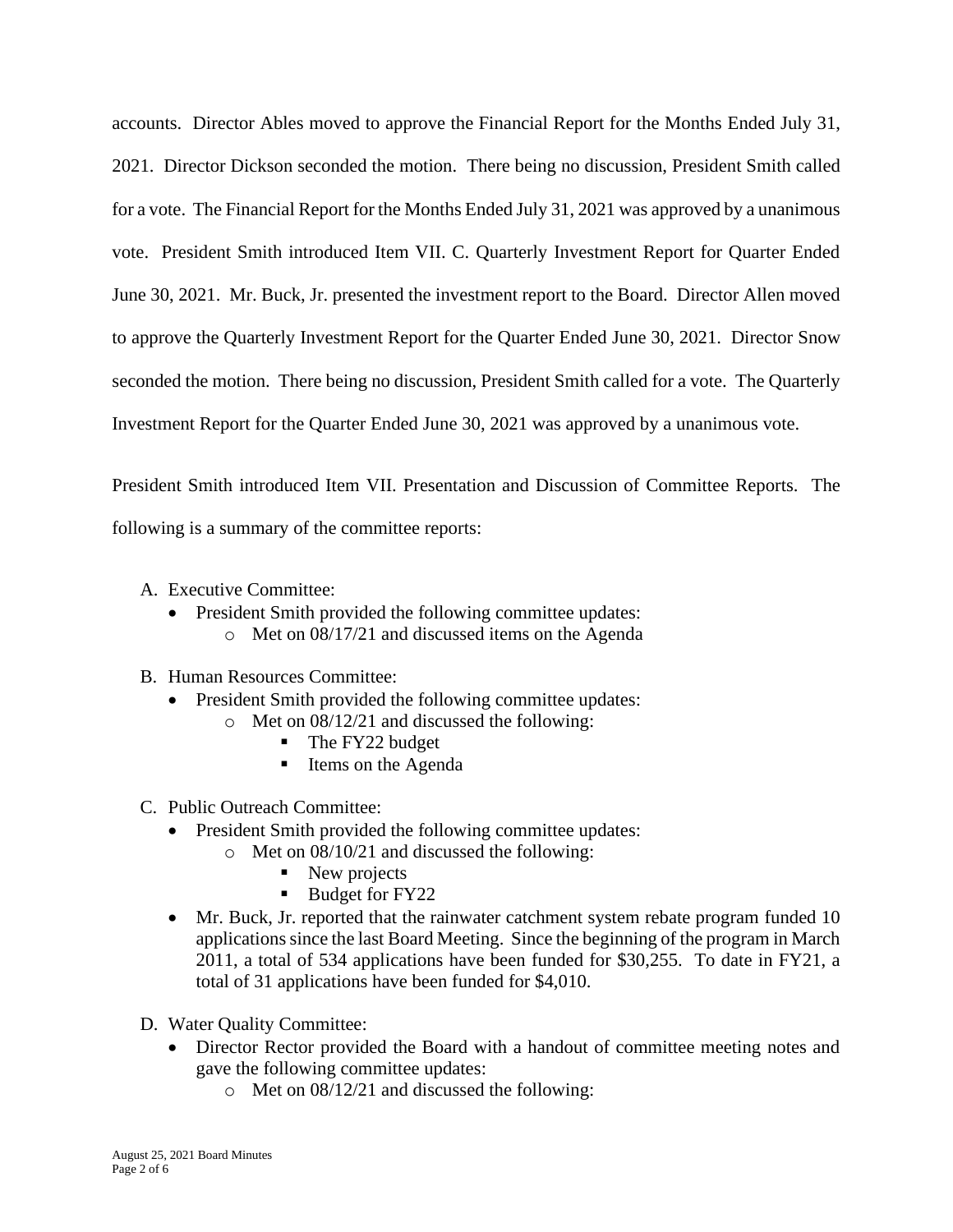accounts. Director Ables moved to approve the Financial Report for the Months Ended July 31, 2021. Director Dickson seconded the motion. There being no discussion, President Smith called for a vote. The Financial Report for the Months Ended July 31, 2021 was approved by a unanimous vote. President Smith introduced Item VII. C. Quarterly Investment Report for Quarter Ended June 30, 2021. Mr. Buck, Jr. presented the investment report to the Board. Director Allen moved to approve the Quarterly Investment Report for the Quarter Ended June 30, 2021. Director Snow seconded the motion. There being no discussion, President Smith called for a vote. The Quarterly Investment Report for the Quarter Ended June 30, 2021 was approved by a unanimous vote.

President Smith introduced Item VII. Presentation and Discussion of Committee Reports. The following is a summary of the committee reports:

A. Executive Committee:
   - President Smith provided the following committee updates:
     - Met on 08/17/21 and discussed items on the Agenda

B. Human Resources Committee:
   - President Smith provided the following committee updates:
     - Met on 08/12/21 and discussed the following:
       - The FY22 budget
       - Items on the Agenda

C. Public Outreach Committee:
   - President Smith provided the following committee updates:
     - Met on 08/10/21 and discussed the following:
       - New projects
       - Budget for FY22
   - Mr. Buck, Jr. reported that the rainwater catchment system rebate program funded 10 applications since the last Board Meeting. Since the beginning of the program in March 2011, a total of 534 applications have been funded for $30,255. To date in FY21, a total of 31 applications have been funded for $4,010.

D. Water Quality Committee:
   - Director Rector provided the Board with a handout of committee meeting notes and gave the following committee updates:
     - Met on 08/12/21 and discussed the following: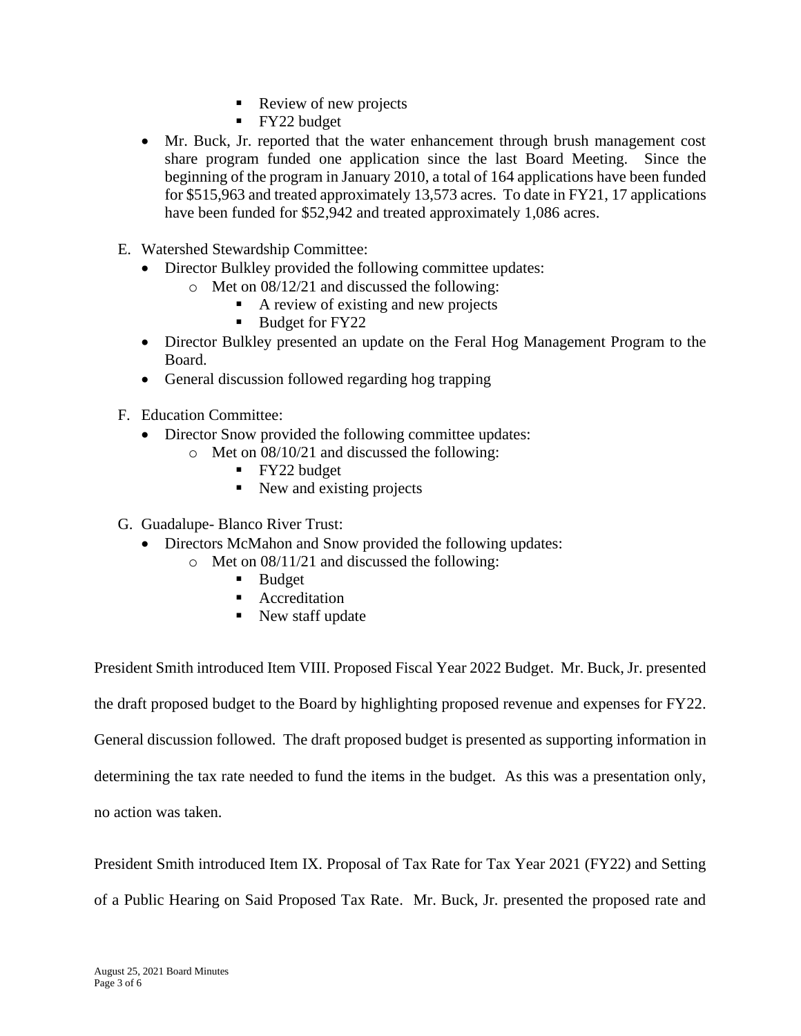- Review of new projects
    - FY22 budget
- Mr. Buck, Jr. reported that the water enhancement through brush management cost share program funded one application since the last Board Meeting. Since the beginning of the program in January 2010, a total of 164 applications have been funded for $515,963 and treated approximately 13,573 acres. To date in FY21, 17 applications have been funded for $52,942 and treated approximately 1,086 acres.

E. Watershed Stewardship Committee:
- Director Bulkley provided the following committee updates:
  - Met on 08/12/21 and discussed the following:
    - A review of existing and new projects
    - Budget for FY22
- Director Bulkley presented an update on the Feral Hog Management Program to the Board.
- General discussion followed regarding hog trapping

F. Education Committee:
- Director Snow provided the following committee updates:
  - Met on 08/10/21 and discussed the following:
    - FY22 budget
    - New and existing projects

G. Guadalupe- Blanco River Trust:
- Directors McMahon and Snow provided the following updates:
  - Met on 08/11/21 and discussed the following:
    - Budget
    - Accreditation
    - New staff update

President Smith introduced Item VIII. Proposed Fiscal Year 2022 Budget. Mr. Buck, Jr. presented the draft proposed budget to the Board by highlighting proposed revenue and expenses for FY22. General discussion followed. The draft proposed budget is presented as supporting information in determining the tax rate needed to fund the items in the budget. As this was a presentation only, no action was taken.

President Smith introduced Item IX. Proposal of Tax Rate for Tax Year 2021 (FY22) and Setting of a Public Hearing on Said Proposed Tax Rate. Mr. Buck, Jr. presented the proposed rate and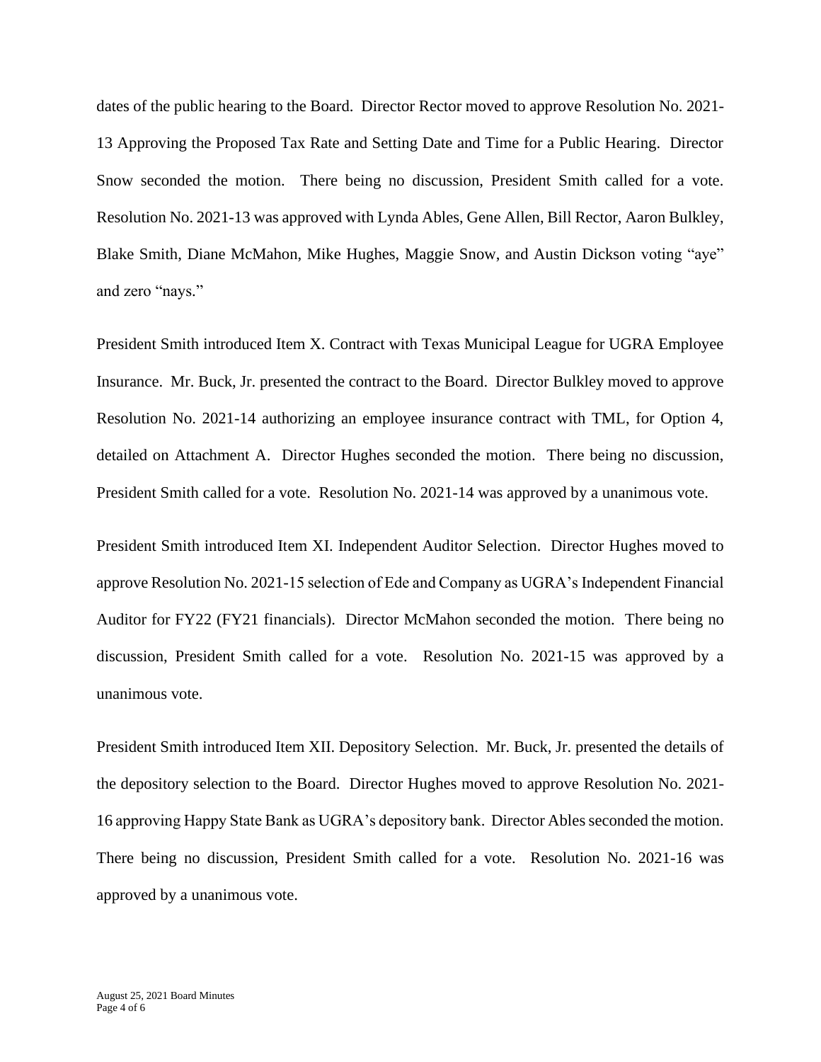dates of the public hearing to the Board. Director Rector moved to approve Resolution No. 2021-13 Approving the Proposed Tax Rate and Setting Date and Time for a Public Hearing. Director Snow seconded the motion. There being no discussion, President Smith called for a vote. Resolution No. 2021-13 was approved with Lynda Ables, Gene Allen, Bill Rector, Aaron Bulkley, Blake Smith, Diane McMahon, Mike Hughes, Maggie Snow, and Austin Dickson voting "aye" and zero "nays."

President Smith introduced Item X. Contract with Texas Municipal League for UGRA Employee Insurance. Mr. Buck, Jr. presented the contract to the Board. Director Bulkley moved to approve Resolution No. 2021-14 authorizing an employee insurance contract with TML, for Option 4, detailed on Attachment A. Director Hughes seconded the motion. There being no discussion, President Smith called for a vote. Resolution No. 2021-14 was approved by a unanimous vote.

President Smith introduced Item XI. Independent Auditor Selection. Director Hughes moved to approve Resolution No. 2021-15 selection of Ede and Company as UGRA's Independent Financial Auditor for FY22 (FY21 financials). Director McMahon seconded the motion. There being no discussion, President Smith called for a vote. Resolution No. 2021-15 was approved by a unanimous vote.

President Smith introduced Item XII. Depository Selection. Mr. Buck, Jr. presented the details of the depository selection to the Board. Director Hughes moved to approve Resolution No. 2021-16 approving Happy State Bank as UGRA's depository bank. Director Ables seconded the motion. There being no discussion, President Smith called for a vote. Resolution No. 2021-16 was approved by a unanimous vote.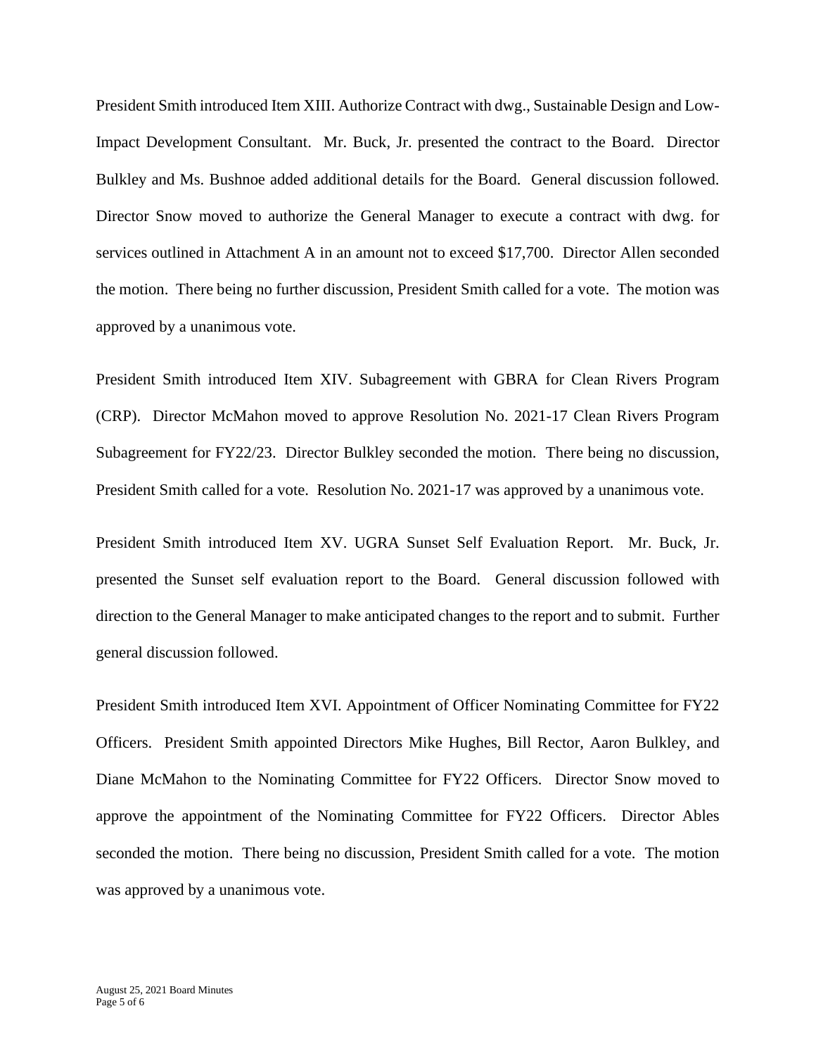President Smith introduced Item XIII. Authorize Contract with dwg., Sustainable Design and Low-Impact Development Consultant. Mr. Buck, Jr. presented the contract to the Board. Director Bulkley and Ms. Bushnoe added additional details for the Board. General discussion followed. Director Snow moved to authorize the General Manager to execute a contract with dwg. for services outlined in Attachment A in an amount not to exceed $17,700. Director Allen seconded the motion. There being no further discussion, President Smith called for a vote. The motion was approved by a unanimous vote.

President Smith introduced Item XIV. Subagreement with GBRA for Clean Rivers Program (CRP). Director McMahon moved to approve Resolution No. 2021-17 Clean Rivers Program Subagreement for FY22/23. Director Bulkley seconded the motion. There being no discussion, President Smith called for a vote. Resolution No. 2021-17 was approved by a unanimous vote.

President Smith introduced Item XV. UGRA Sunset Self Evaluation Report. Mr. Buck, Jr. presented the Sunset self evaluation report to the Board. General discussion followed with direction to the General Manager to make anticipated changes to the report and to submit. Further general discussion followed.

President Smith introduced Item XVI. Appointment of Officer Nominating Committee for FY22 Officers. President Smith appointed Directors Mike Hughes, Bill Rector, Aaron Bulkley, and Diane McMahon to the Nominating Committee for FY22 Officers. Director Snow moved to approve the appointment of the Nominating Committee for FY22 Officers. Director Ables seconded the motion. There being no discussion, President Smith called for a vote. The motion was approved by a unanimous vote.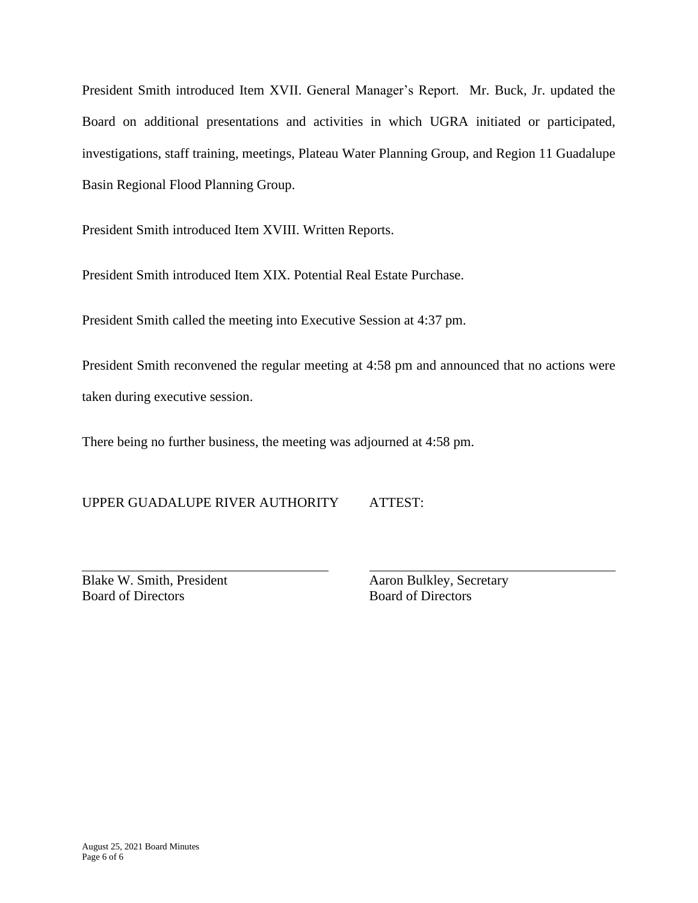President Smith introduced Item XVII. General Manager's Report. Mr. Buck, Jr. updated the Board on additional presentations and activities in which UGRA initiated or participated, investigations, staff training, meetings, Plateau Water Planning Group, and Region 11 Guadalupe Basin Regional Flood Planning Group.

President Smith introduced Item XVIII. Written Reports.

President Smith introduced Item XIX. Potential Real Estate Purchase.

President Smith called the meeting into Executive Session at 4:37 pm.

President Smith reconvened the regular meeting at 4:58 pm and announced that no actions were taken during executive session.

There being no further business, the meeting was adjourned at 4:58 pm.

UPPER GUADALUPE RIVER AUTHORITY

ATTEST:

Blake W. Smith, President
Board of Directors

Aaron Bulkley, Secretary
Board of Directors